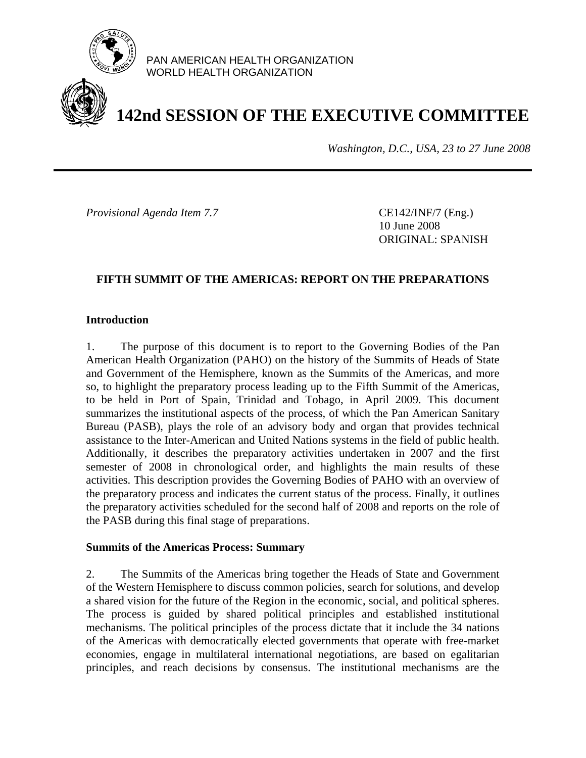PAN AMERICAN HEALTH ORGANIZATION
WORLD HEALTH ORGANIZATION

# 142nd SESSION OF THE EXECUTIVE COMMITTEE

*Washington, D.C., USA, 23 to 27 June 2008*

---

*Provisional Agenda Item 7.7*

CE142/INF/7 (Eng.)
10 June 2008
ORIGINAL: SPANISH

## FIFTH SUMMIT OF THE AMERICAS: REPORT ON THE PREPARATIONS

### Introduction

1. The purpose of this document is to report to the Governing Bodies of the Pan American Health Organization (PAHO) on the history of the Summits of Heads of State and Government of the Hemisphere, known as the Summits of the Americas, and more so, to highlight the preparatory process leading up to the Fifth Summit of the Americas, to be held in Port of Spain, Trinidad and Tobago, in April 2009. This document summarizes the institutional aspects of the process, of which the Pan American Sanitary Bureau (PASB), plays the role of an advisory body and organ that provides technical assistance to the Inter-American and United Nations systems in the field of public health. Additionally, it describes the preparatory activities undertaken in 2007 and the first semester of 2008 in chronological order, and highlights the main results of these activities. This description provides the Governing Bodies of PAHO with an overview of the preparatory process and indicates the current status of the process. Finally, it outlines the preparatory activities scheduled for the second half of 2008 and reports on the role of the PASB during this final stage of preparations.

### Summits of the Americas Process: Summary

2. The Summits of the Americas bring together the Heads of State and Government of the Western Hemisphere to discuss common policies, search for solutions, and develop a shared vision for the future of the Region in the economic, social, and political spheres. The process is guided by shared political principles and established institutional mechanisms. The political principles of the process dictate that it include the 34 nations of the Americas with democratically elected governments that operate with free-market economies, engage in multilateral international negotiations, are based on egalitarian principles, and reach decisions by consensus. The institutional mechanisms are the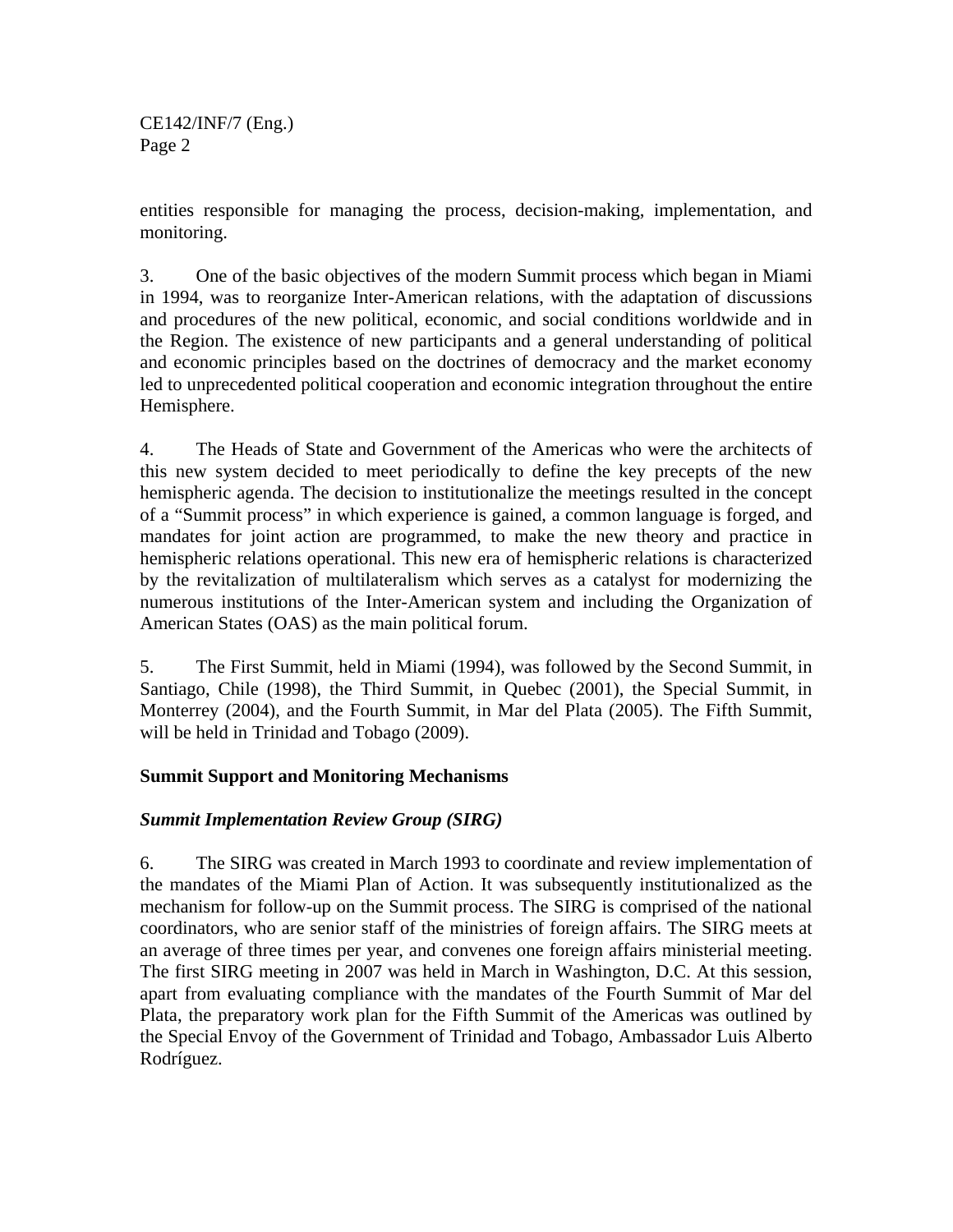entities responsible for managing the process, decision-making, implementation, and monitoring.

3. One of the basic objectives of the modern Summit process which began in Miami in 1994, was to reorganize Inter-American relations, with the adaptation of discussions and procedures of the new political, economic, and social conditions worldwide and in the Region. The existence of new participants and a general understanding of political and economic principles based on the doctrines of democracy and the market economy led to unprecedented political cooperation and economic integration throughout the entire Hemisphere.

4. The Heads of State and Government of the Americas who were the architects of this new system decided to meet periodically to define the key precepts of the new hemispheric agenda. The decision to institutionalize the meetings resulted in the concept of a "Summit process" in which experience is gained, a common language is forged, and mandates for joint action are programmed, to make the new theory and practice in hemispheric relations operational. This new era of hemispheric relations is characterized by the revitalization of multilateralism which serves as a catalyst for modernizing the numerous institutions of the Inter-American system and including the Organization of American States (OAS) as the main political forum.

5. The First Summit, held in Miami (1994), was followed by the Second Summit, in Santiago, Chile (1998), the Third Summit, in Quebec (2001), the Special Summit, in Monterrey (2004), and the Fourth Summit, in Mar del Plata (2005). The Fifth Summit, will be held in Trinidad and Tobago (2009).

## Summit Support and Monitoring Mechanisms

### *Summit Implementation Review Group (SIRG)*

6. The SIRG was created in March 1993 to coordinate and review implementation of the mandates of the Miami Plan of Action. It was subsequently institutionalized as the mechanism for follow-up on the Summit process. The SIRG is comprised of the national coordinators, who are senior staff of the ministries of foreign affairs. The SIRG meets at an average of three times per year, and convenes one foreign affairs ministerial meeting. The first SIRG meeting in 2007 was held in March in Washington, D.C. At this session, apart from evaluating compliance with the mandates of the Fourth Summit of Mar del Plata, the preparatory work plan for the Fifth Summit of the Americas was outlined by the Special Envoy of the Government of Trinidad and Tobago, Ambassador Luis Alberto Rodríguez.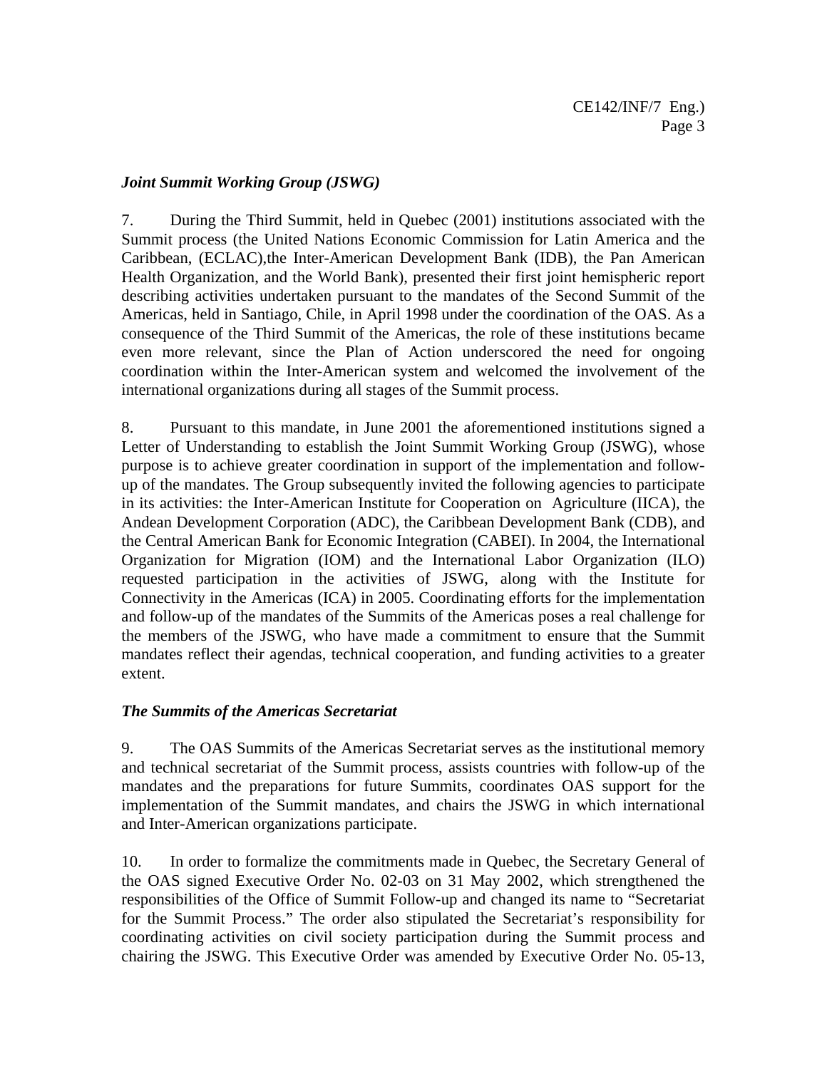### *Joint Summit Working Group (JSWG)*

7. During the Third Summit, held in Quebec (2001) institutions associated with the Summit process (the United Nations Economic Commission for Latin America and the Caribbean, (ECLAC),the Inter-American Development Bank (IDB), the Pan American Health Organization, and the World Bank), presented their first joint hemispheric report describing activities undertaken pursuant to the mandates of the Second Summit of the Americas, held in Santiago, Chile, in April 1998 under the coordination of the OAS. As a consequence of the Third Summit of the Americas, the role of these institutions became even more relevant, since the Plan of Action underscored the need for ongoing coordination within the Inter-American system and welcomed the involvement of the international organizations during all stages of the Summit process.

8. Pursuant to this mandate, in June 2001 the aforementioned institutions signed a Letter of Understanding to establish the Joint Summit Working Group (JSWG), whose purpose is to achieve greater coordination in support of the implementation and follow-up of the mandates. The Group subsequently invited the following agencies to participate in its activities: the Inter-American Institute for Cooperation on Agriculture (IICA), the Andean Development Corporation (ADC), the Caribbean Development Bank (CDB), and the Central American Bank for Economic Integration (CABEI). In 2004, the International Organization for Migration (IOM) and the International Labor Organization (ILO) requested participation in the activities of JSWG, along with the Institute for Connectivity in the Americas (ICA) in 2005. Coordinating efforts for the implementation and follow-up of the mandates of the Summits of the Americas poses a real challenge for the members of the JSWG, who have made a commitment to ensure that the Summit mandates reflect their agendas, technical cooperation, and funding activities to a greater extent.

### *The Summits of the Americas Secretariat*

9. The OAS Summits of the Americas Secretariat serves as the institutional memory and technical secretariat of the Summit process, assists countries with follow-up of the mandates and the preparations for future Summits, coordinates OAS support for the implementation of the Summit mandates, and chairs the JSWG in which international and Inter-American organizations participate.

10. In order to formalize the commitments made in Quebec, the Secretary General of the OAS signed Executive Order No. 02-03 on 31 May 2002, which strengthened the responsibilities of the Office of Summit Follow-up and changed its name to "Secretariat for the Summit Process." The order also stipulated the Secretariat's responsibility for coordinating activities on civil society participation during the Summit process and chairing the JSWG. This Executive Order was amended by Executive Order No. 05-13,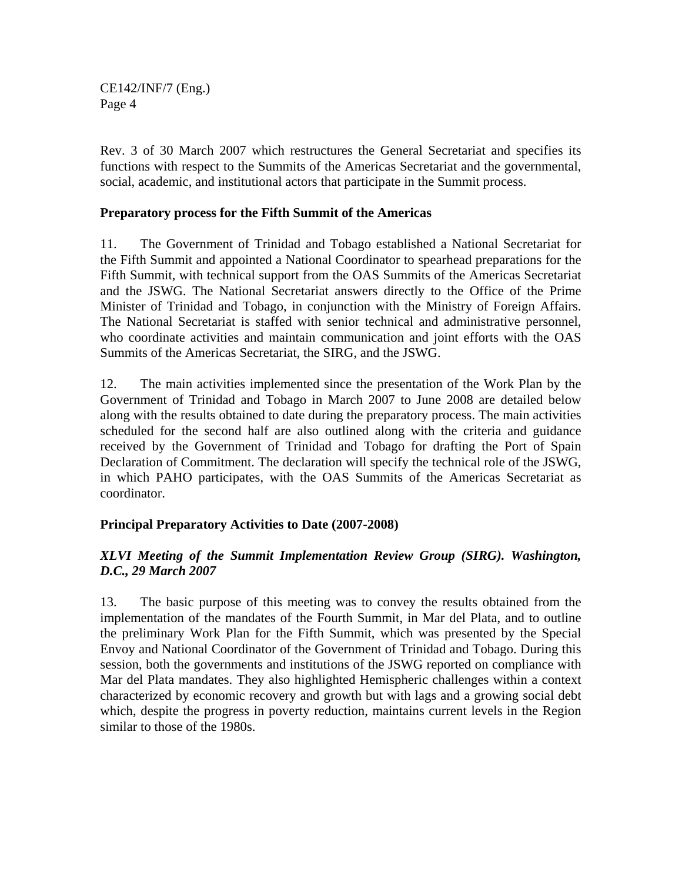Rev. 3 of 30 March 2007 which restructures the General Secretariat and specifies its functions with respect to the Summits of the Americas Secretariat and the governmental, social, academic, and institutional actors that participate in the Summit process.

## Preparatory process for the Fifth Summit of the Americas

11. The Government of Trinidad and Tobago established a National Secretariat for the Fifth Summit and appointed a National Coordinator to spearhead preparations for the Fifth Summit, with technical support from the OAS Summits of the Americas Secretariat and the JSWG. The National Secretariat answers directly to the Office of the Prime Minister of Trinidad and Tobago, in conjunction with the Ministry of Foreign Affairs. The National Secretariat is staffed with senior technical and administrative personnel, who coordinate activities and maintain communication and joint efforts with the OAS Summits of the Americas Secretariat, the SIRG, and the JSWG.

12. The main activities implemented since the presentation of the Work Plan by the Government of Trinidad and Tobago in March 2007 to June 2008 are detailed below along with the results obtained to date during the preparatory process. The main activities scheduled for the second half are also outlined along with the criteria and guidance received by the Government of Trinidad and Tobago for drafting the Port of Spain Declaration of Commitment. The declaration will specify the technical role of the JSWG, in which PAHO participates, with the OAS Summits of the Americas Secretariat as coordinator.

## Principal Preparatory Activities to Date (2007-2008)

### *XLVI Meeting of the Summit Implementation Review Group (SIRG). Washington, D.C., 29 March 2007*

13. The basic purpose of this meeting was to convey the results obtained from the implementation of the mandates of the Fourth Summit, in Mar del Plata, and to outline the preliminary Work Plan for the Fifth Summit, which was presented by the Special Envoy and National Coordinator of the Government of Trinidad and Tobago. During this session, both the governments and institutions of the JSWG reported on compliance with Mar del Plata mandates. They also highlighted Hemispheric challenges within a context characterized by economic recovery and growth but with lags and a growing social debt which, despite the progress in poverty reduction, maintains current levels in the Region similar to those of the 1980s.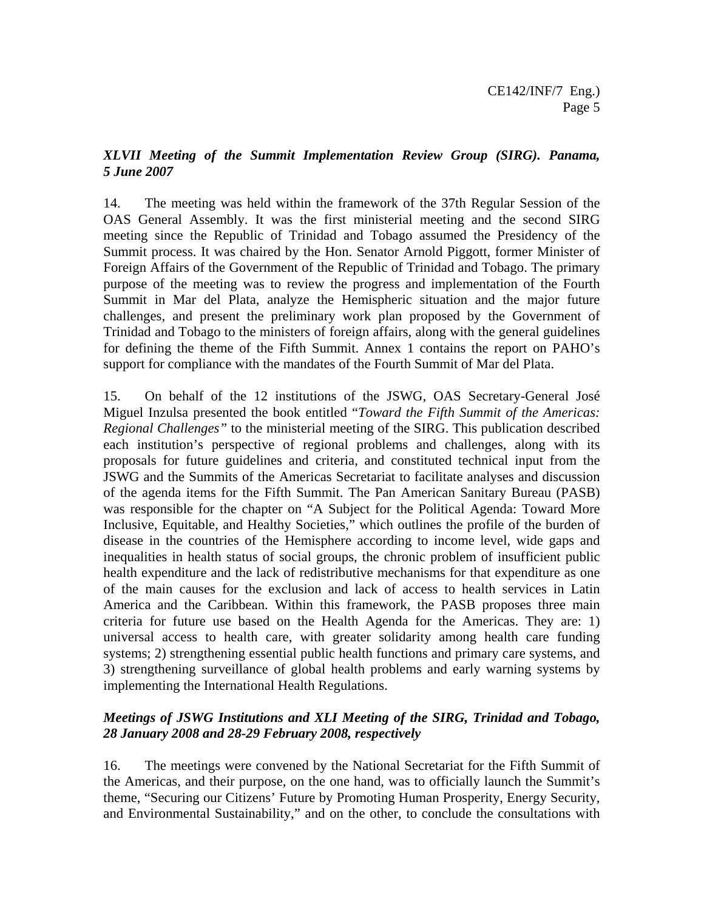***XLVII Meeting of the Summit Implementation Review Group (SIRG). Panama, 5 June 2007***

14. The meeting was held within the framework of the 37th Regular Session of the OAS General Assembly. It was the first ministerial meeting and the second SIRG meeting since the Republic of Trinidad and Tobago assumed the Presidency of the Summit process. It was chaired by the Hon. Senator Arnold Piggott, former Minister of Foreign Affairs of the Government of the Republic of Trinidad and Tobago. The primary purpose of the meeting was to review the progress and implementation of the Fourth Summit in Mar del Plata, analyze the Hemispheric situation and the major future challenges, and present the preliminary work plan proposed by the Government of Trinidad and Tobago to the ministers of foreign affairs, along with the general guidelines for defining the theme of the Fifth Summit. Annex 1 contains the report on PAHO's support for compliance with the mandates of the Fourth Summit of Mar del Plata.

15. On behalf of the 12 institutions of the JSWG, OAS Secretary-General José Miguel Inzulsa presented the book entitled "*Toward the Fifth Summit of the Americas: Regional Challenges"* to the ministerial meeting of the SIRG. This publication described each institution's perspective of regional problems and challenges, along with its proposals for future guidelines and criteria, and constituted technical input from the JSWG and the Summits of the Americas Secretariat to facilitate analyses and discussion of the agenda items for the Fifth Summit. The Pan American Sanitary Bureau (PASB) was responsible for the chapter on "A Subject for the Political Agenda: Toward More Inclusive, Equitable, and Healthy Societies," which outlines the profile of the burden of disease in the countries of the Hemisphere according to income level, wide gaps and inequalities in health status of social groups, the chronic problem of insufficient public health expenditure and the lack of redistributive mechanisms for that expenditure as one of the main causes for the exclusion and lack of access to health services in Latin America and the Caribbean. Within this framework, the PASB proposes three main criteria for future use based on the Health Agenda for the Americas. They are: 1) universal access to health care, with greater solidarity among health care funding systems; 2) strengthening essential public health functions and primary care systems, and 3) strengthening surveillance of global health problems and early warning systems by implementing the International Health Regulations.

***Meetings of JSWG Institutions and XLI Meeting of the SIRG, Trinidad and Tobago, 28 January 2008 and 28-29 February 2008, respectively***

16. The meetings were convened by the National Secretariat for the Fifth Summit of the Americas, and their purpose, on the one hand, was to officially launch the Summit's theme, "Securing our Citizens' Future by Promoting Human Prosperity, Energy Security, and Environmental Sustainability," and on the other, to conclude the consultations with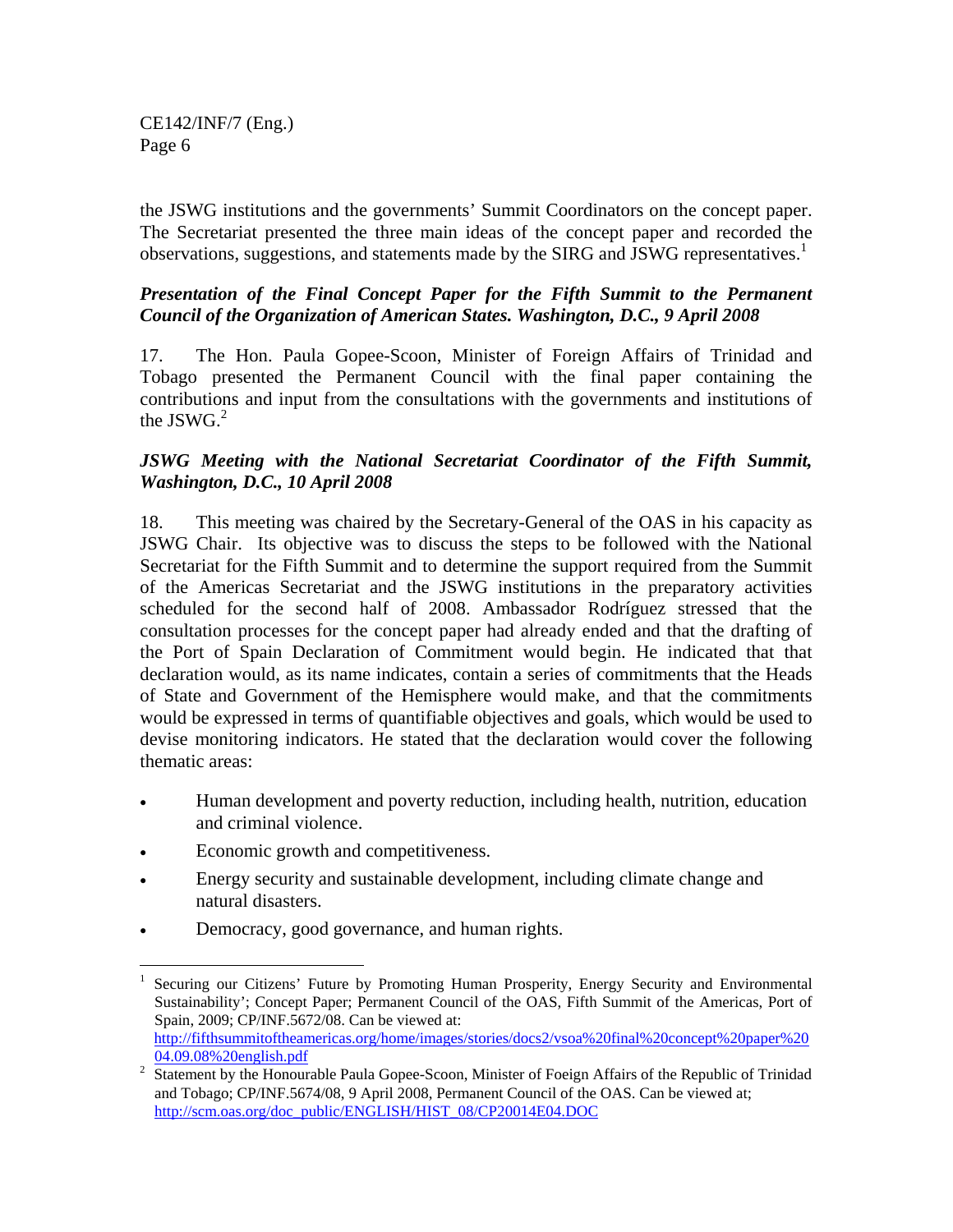the JSWG institutions and the governments' Summit Coordinators on the concept paper. The Secretariat presented the three main ideas of the concept paper and recorded the observations, suggestions, and statements made by the SIRG and JSWG representatives.[1]

***Presentation of the Final Concept Paper for the Fifth Summit to the Permanent Council of the Organization of American States. Washington, D.C., 9 April 2008***

17. The Hon. Paula Gopee-Scoon, Minister of Foreign Affairs of Trinidad and Tobago presented the Permanent Council with the final paper containing the contributions and input from the consultations with the governments and institutions of the JSWG.[2]

***JSWG Meeting with the National Secretariat Coordinator of the Fifth Summit, Washington, D.C., 10 April 2008***

18. This meeting was chaired by the Secretary-General of the OAS in his capacity as JSWG Chair. Its objective was to discuss the steps to be followed with the National Secretariat for the Fifth Summit and to determine the support required from the Summit of the Americas Secretariat and the JSWG institutions in the preparatory activities scheduled for the second half of 2008. Ambassador Rodríguez stressed that the consultation processes for the concept paper had already ended and that the drafting of the Port of Spain Declaration of Commitment would begin. He indicated that that declaration would, as its name indicates, contain a series of commitments that the Heads of State and Government of the Hemisphere would make, and that the commitments would be expressed in terms of quantifiable objectives and goals, which would be used to devise monitoring indicators. He stated that the declaration would cover the following thematic areas:

- Human development and poverty reduction, including health, nutrition, education and criminal violence.
- Economic growth and competitiveness.
- Energy security and sustainable development, including climate change and natural disasters.
- Democracy, good governance, and human rights.

---

[1] Securing our Citizens' Future by Promoting Human Prosperity, Energy Security and Environmental Sustainability'; Concept Paper; Permanent Council of the OAS, Fifth Summit of the Americas, Port of Spain, 2009; CP/INF.5672/08. Can be viewed at: http://fifthsummitoftheamericas.org/home/images/stories/docs2/vsoa%20final%20concept%20paper%2004.09.08%20english.pdf

[2] Statement by the Honourable Paula Gopee-Scoon, Minister of Foeign Affairs of the Republic of Trinidad and Tobago; CP/INF.5674/08, 9 April 2008, Permanent Council of the OAS. Can be viewed at; http://scm.oas.org/doc_public/ENGLISH/HIST_08/CP20014E04.DOC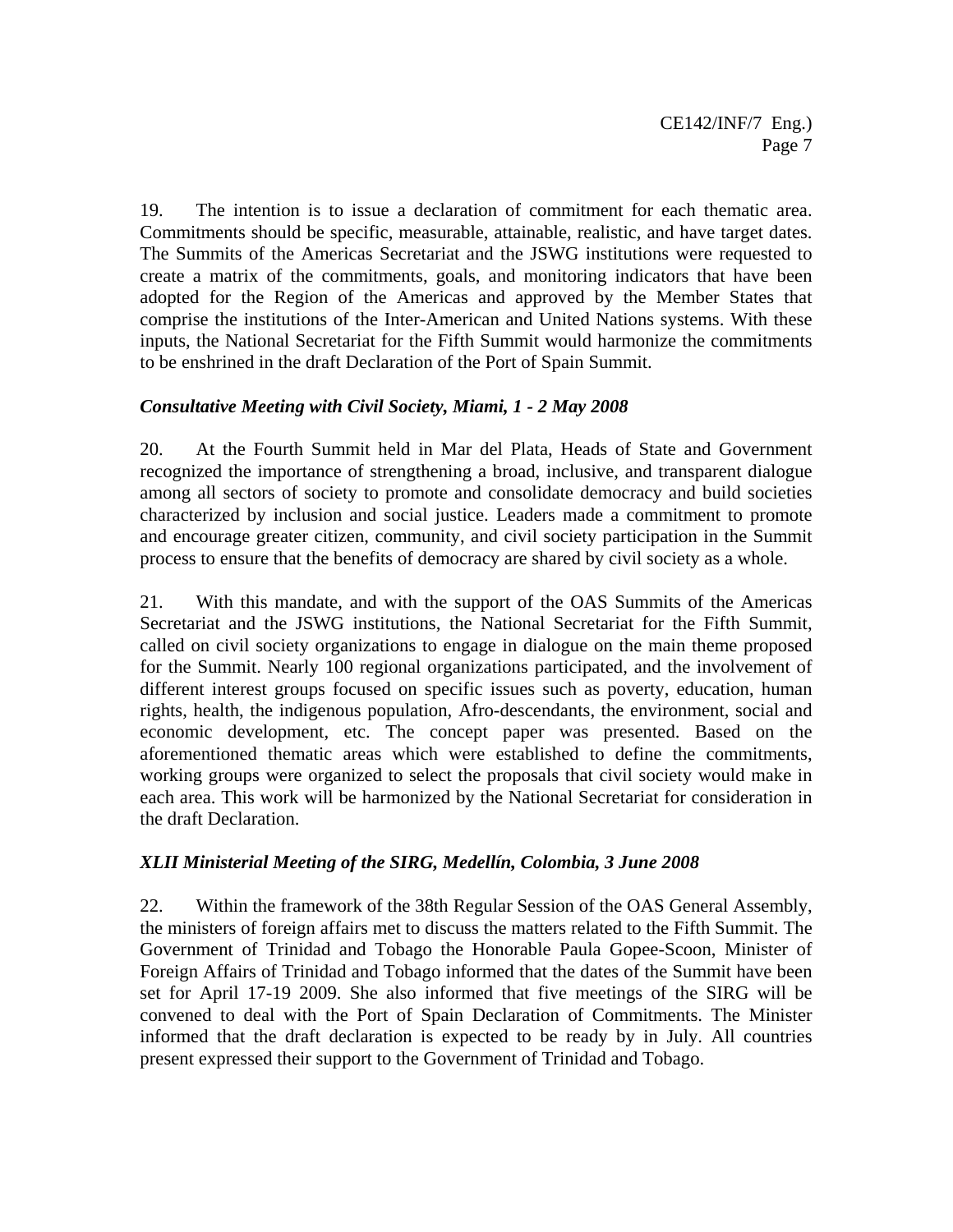19. The intention is to issue a declaration of commitment for each thematic area. Commitments should be specific, measurable, attainable, realistic, and have target dates. The Summits of the Americas Secretariat and the JSWG institutions were requested to create a matrix of the commitments, goals, and monitoring indicators that have been adopted for the Region of the Americas and approved by the Member States that comprise the institutions of the Inter-American and United Nations systems. With these inputs, the National Secretariat for the Fifth Summit would harmonize the commitments to be enshrined in the draft Declaration of the Port of Spain Summit.

*Consultative Meeting with Civil Society, Miami, 1 - 2 May 2008*

20. At the Fourth Summit held in Mar del Plata, Heads of State and Government recognized the importance of strengthening a broad, inclusive, and transparent dialogue among all sectors of society to promote and consolidate democracy and build societies characterized by inclusion and social justice. Leaders made a commitment to promote and encourage greater citizen, community, and civil society participation in the Summit process to ensure that the benefits of democracy are shared by civil society as a whole.

21. With this mandate, and with the support of the OAS Summits of the Americas Secretariat and the JSWG institutions, the National Secretariat for the Fifth Summit, called on civil society organizations to engage in dialogue on the main theme proposed for the Summit. Nearly 100 regional organizations participated, and the involvement of different interest groups focused on specific issues such as poverty, education, human rights, health, the indigenous population, Afro-descendants, the environment, social and economic development, etc. The concept paper was presented. Based on the aforementioned thematic areas which were established to define the commitments, working groups were organized to select the proposals that civil society would make in each area. This work will be harmonized by the National Secretariat for consideration in the draft Declaration.

*XLII Ministerial Meeting of the SIRG, Medellín, Colombia, 3 June 2008*

22. Within the framework of the 38th Regular Session of the OAS General Assembly, the ministers of foreign affairs met to discuss the matters related to the Fifth Summit. The Government of Trinidad and Tobago the Honorable Paula Gopee-Scoon, Minister of Foreign Affairs of Trinidad and Tobago informed that the dates of the Summit have been set for April 17-19 2009. She also informed that five meetings of the SIRG will be convened to deal with the Port of Spain Declaration of Commitments. The Minister informed that the draft declaration is expected to be ready by in July. All countries present expressed their support to the Government of Trinidad and Tobago.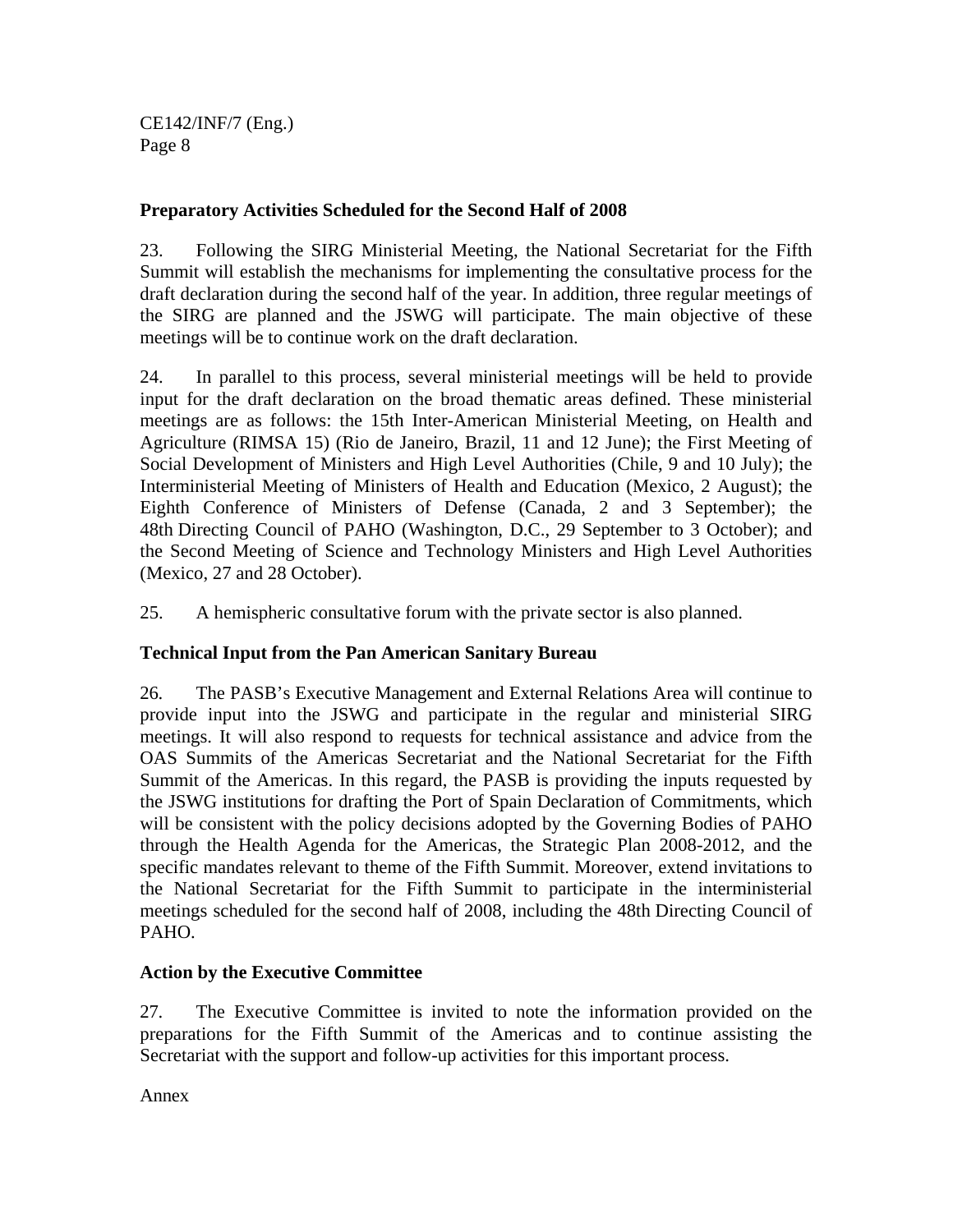### Preparatory Activities Scheduled for the Second Half of 2008

23. Following the SIRG Ministerial Meeting, the National Secretariat for the Fifth Summit will establish the mechanisms for implementing the consultative process for the draft declaration during the second half of the year. In addition, three regular meetings of the SIRG are planned and the JSWG will participate. The main objective of these meetings will be to continue work on the draft declaration.

24. In parallel to this process, several ministerial meetings will be held to provide input for the draft declaration on the broad thematic areas defined. These ministerial meetings are as follows: the 15th Inter-American Ministerial Meeting, on Health and Agriculture (RIMSA 15) (Rio de Janeiro, Brazil, 11 and 12 June); the First Meeting of Social Development of Ministers and High Level Authorities (Chile, 9 and 10 July); the Interministerial Meeting of Ministers of Health and Education (Mexico, 2 August); the Eighth Conference of Ministers of Defense (Canada, 2 and 3 September); the 48th Directing Council of PAHO (Washington, D.C., 29 September to 3 October); and the Second Meeting of Science and Technology Ministers and High Level Authorities (Mexico, 27 and 28 October).

25. A hemispheric consultative forum with the private sector is also planned.

### Technical Input from the Pan American Sanitary Bureau

26. The PASB's Executive Management and External Relations Area will continue to provide input into the JSWG and participate in the regular and ministerial SIRG meetings. It will also respond to requests for technical assistance and advice from the OAS Summits of the Americas Secretariat and the National Secretariat for the Fifth Summit of the Americas. In this regard, the PASB is providing the inputs requested by the JSWG institutions for drafting the Port of Spain Declaration of Commitments, which will be consistent with the policy decisions adopted by the Governing Bodies of PAHO through the Health Agenda for the Americas, the Strategic Plan 2008-2012, and the specific mandates relevant to theme of the Fifth Summit. Moreover, extend invitations to the National Secretariat for the Fifth Summit to participate in the interministerial meetings scheduled for the second half of 2008, including the 48th Directing Council of PAHO.

### Action by the Executive Committee

27. The Executive Committee is invited to note the information provided on the preparations for the Fifth Summit of the Americas and to continue assisting the Secretariat with the support and follow-up activities for this important process.

Annex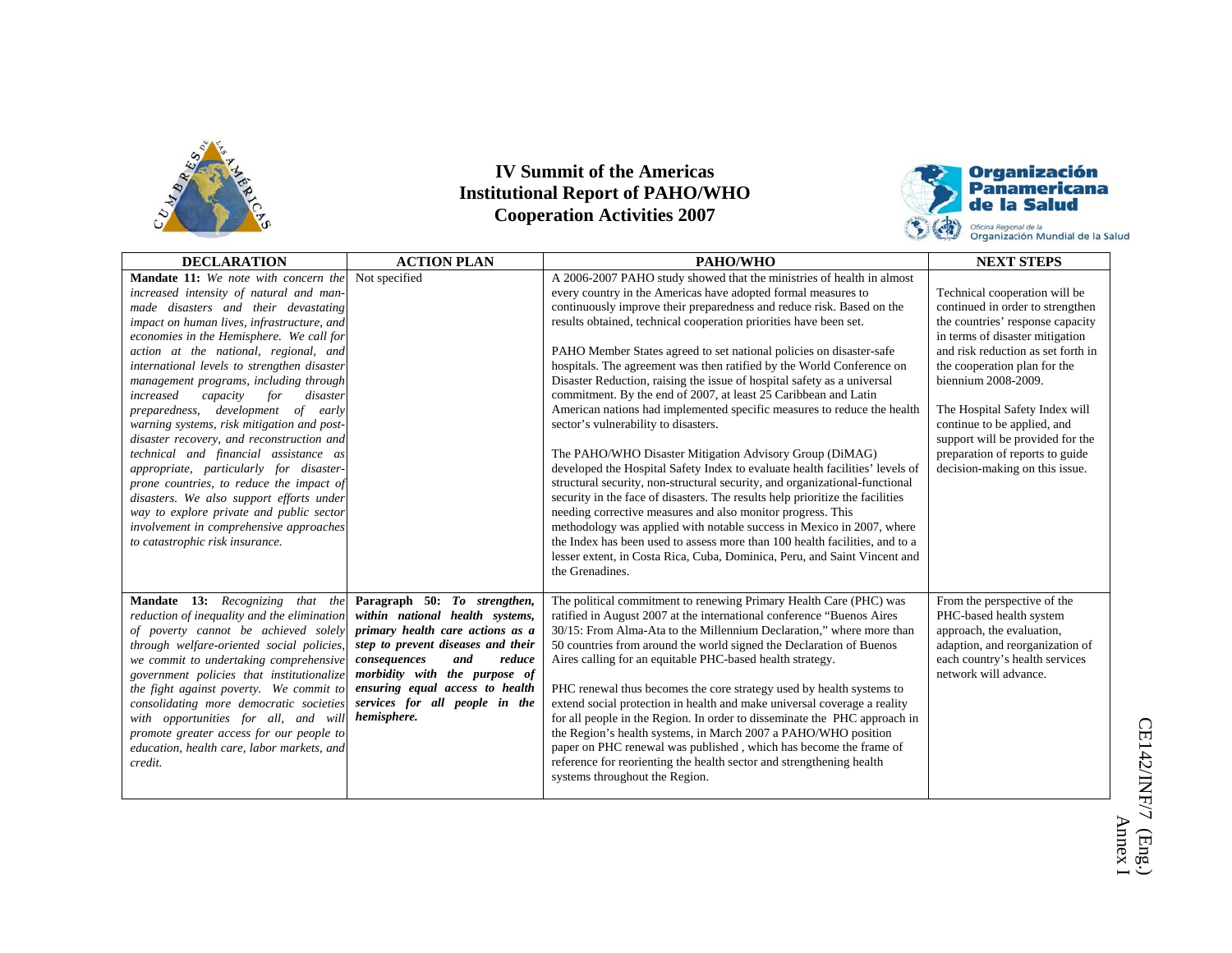# IV Summit of the Americas
# Institutional Report of PAHO/WHO
# Cooperation Activities 2007

| DECLARATION | ACTION PLAN | PAHO/WHO | NEXT STEPS |
|---|---|---|---|
| **Mandate 11:** *We note with concern the increased intensity of natural and man-made disasters and their devastating impact on human lives, infrastructure, and economies in the Hemisphere. We call for action at the national, regional, and international levels to strengthen disaster management programs, including through increased capacity for disaster preparedness, development of early warning systems, risk mitigation and post-disaster recovery, and reconstruction and technical and financial assistance as appropriate, particularly for disaster-prone countries, to reduce the impact of disasters. We also support efforts under way to explore private and public sector involvement in comprehensive approaches to catastrophic risk insurance.* | Not specified | A 2006-2007 PAHO study showed that the ministries of health in almost every country in the Americas have adopted formal measures to continuously improve their preparedness and reduce risk. Based on the results obtained, technical cooperation priorities have been set.<br><br>PAHO Member States agreed to set national policies on disaster-safe hospitals. The agreement was then ratified by the World Conference on Disaster Reduction, raising the issue of hospital safety as a universal commitment. By the end of 2007, at least 25 Caribbean and Latin American nations had implemented specific measures to reduce the health sector's vulnerability to disasters.<br><br>The PAHO/WHO Disaster Mitigation Advisory Group (DiMAG) developed the Hospital Safety Index to evaluate health facilities' levels of structural security, non-structural security, and organizational-functional security in the face of disasters. The results help prioritize the facilities needing corrective measures and also monitor progress. This methodology was applied with notable success in Mexico in 2007, where the Index has been used to assess more than 100 health facilities, and to a lesser extent, in Costa Rica, Cuba, Dominica, Peru, and Saint Vincent and the Grenadines. | Technical cooperation will be continued in order to strengthen the countries' response capacity in terms of disaster mitigation and risk reduction as set forth in the cooperation plan for the biennium 2008-2009.<br><br>The Hospital Safety Index will continue to be applied, and support will be provided for the preparation of reports to guide decision-making on this issue. |
| **Mandate 13:** *Recognizing that the reduction of inequality and the elimination of poverty cannot be achieved solely through welfare-oriented social policies, we commit to undertaking comprehensive government policies that institutionalize the fight against poverty. We commit to consolidating more democratic societies with opportunities for all, and will promote greater access for our people to education, health care, labor markets, and credit.* | **Paragraph 50:** ***To strengthen, within national health systems, primary health care actions as a step to prevent diseases and their consequences and reduce morbidity with the purpose of ensuring equal access to health services for all people in the hemisphere.*** | The political commitment to renewing Primary Health Care (PHC) was ratified in August 2007 at the international conference "Buenos Aires 30/15: From Alma-Ata to the Millennium Declaration," where more than 50 countries from around the world signed the Declaration of Buenos Aires calling for an equitable PHC-based health strategy.<br><br>PHC renewal thus becomes the core strategy used by health systems to extend social protection in health and make universal coverage a reality for all people in the Region. In order to disseminate the PHC approach in the Region's health systems, in March 2007 a PAHO/WHO position paper on PHC renewal was published , which has become the frame of reference for reorienting the health sector and strengthening health systems throughout the Region. | From the perspective of the PHC-based health system approach, the evaluation, adaption, and reorganization of each country's health services network will advance. |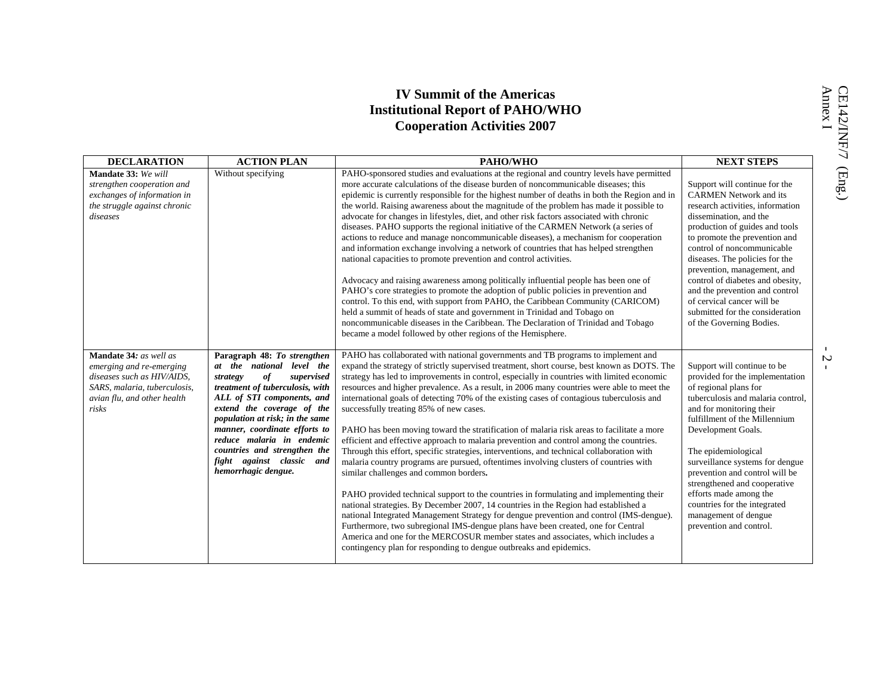# IV Summit of the Americas
# Institutional Report of PAHO/WHO
# Cooperation Activities 2007

| DECLARATION | ACTION PLAN | PAHO/WHO | NEXT STEPS |
|---|---|---|---|
| **Mandate 33:** *We will strengthen cooperation and exchanges of information in the struggle against chronic diseases* | Without specifying | PAHO-sponsored studies and evaluations at the regional and country levels have permitted more accurate calculations of the disease burden of noncommunicable diseases; this epidemic is currently responsible for the highest number of deaths in both the Region and in the world. Raising awareness about the magnitude of the problem has made it possible to advocate for changes in lifestyles, diet, and other risk factors associated with chronic diseases. PAHO supports the regional initiative of the CARMEN Network (a series of actions to reduce and manage noncommunicable diseases), a mechanism for cooperation and information exchange involving a network of countries that has helped strengthen national capacities to promote prevention and control activities.<br><br>Advocacy and raising awareness among politically influential people has been one of PAHO's core strategies to promote the adoption of public policies in prevention and control. To this end, with support from PAHO, the Caribbean Community (CARICOM) held a summit of heads of state and government in Trinidad and Tobago on noncommunicable diseases in the Caribbean. The Declaration of Trinidad and Tobago became a model followed by other regions of the Hemisphere. | Support will continue for the CARMEN Network and its research activities, information dissemination, and the production of guides and tools to promote the prevention and control of noncommunicable diseases. The policies for the prevention, management, and control of diabetes and obesity, and the prevention and control of cervical cancer will be submitted for the consideration of the Governing Bodies. |
| **Mandate 34***: as well as emerging and re-emerging diseases such as HIV/AIDS, SARS, malaria, tuberculosis, avian flu, and other health risks* | **Paragraph 48:** ***To strengthen at the national level the strategy of supervised treatment of tuberculosis, with ALL of STI components, and extend the coverage of the population at risk; in the same manner, coordinate efforts to reduce malaria in endemic countries and strengthen the fight against classic and hemorrhagic dengue.*** | PAHO has collaborated with national governments and TB programs to implement and expand the strategy of strictly supervised treatment, short course, best known as DOTS. The strategy has led to improvements in control, especially in countries with limited economic resources and higher prevalence. As a result, in 2006 many countries were able to meet the international goals of detecting 70% of the existing cases of contagious tuberculosis and successfully treating 85% of new cases.<br><br>PAHO has been moving toward the stratification of malaria risk areas to facilitate a more efficient and effective approach to malaria prevention and control among the countries. Through this effort, specific strategies, interventions, and technical collaboration with malaria country programs are pursued, oftentimes involving clusters of countries with similar challenges and common borders**.**<br><br>PAHO provided technical support to the countries in formulating and implementing their national strategies. By December 2007, 14 countries in the Region had established a national Integrated Management Strategy for dengue prevention and control (IMS-dengue). Furthermore, two subregional IMS-dengue plans have been created, one for Central America and one for the MERCOSUR member states and associates, which includes a contingency plan for responding to dengue outbreaks and epidemics. | Support will continue to be provided for the implementation of regional plans for tuberculosis and malaria control, and for monitoring their fulfillment of the Millennium Development Goals.<br><br>The epidemiological surveillance systems for dengue prevention and control will be strengthened and cooperative efforts made among the countries for the integrated management of dengue prevention and control. |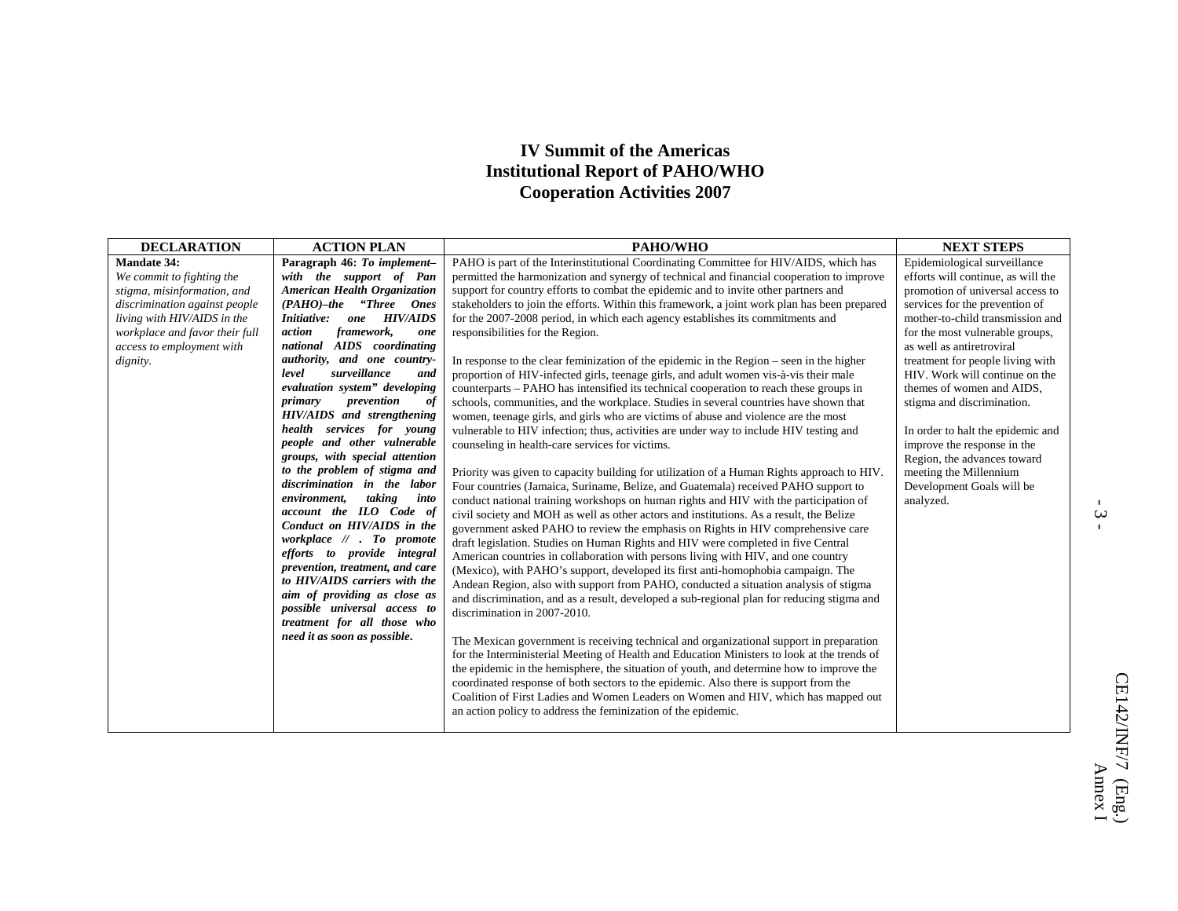# IV Summit of the Americas
# Institutional Report of PAHO/WHO
# Cooperation Activities 2007

| DECLARATION | ACTION PLAN | PAHO/WHO | NEXT STEPS |
|---|---|---|---|
| **Mandate 34:** *We commit to fighting the stigma, misinformation, and discrimination against people living with HIV/AIDS in the workplace and favor their full access to employment with dignity.* | **Paragraph 46:** ***To implement–with the support of Pan American Health Organization (PAHO)–the "Three Ones Initiative: one HIV/AIDS action framework, one national AIDS coordinating authority, and one country-level surveillance and evaluation system" developing primary prevention of HIV/AIDS and strengthening health services for young people and other vulnerable groups, with special attention to the problem of stigma and discrimination in the labor environment, taking into account the ILO Code of Conduct on HIV/AIDS in the workplace // . To promote efforts to provide integral prevention, treatment, and care to HIV/AIDS carriers with the aim of providing as close as possible universal access to treatment for all those who need it as soon as possible.*** | PAHO is part of the Interinstitutional Coordinating Committee for HIV/AIDS, which has permitted the harmonization and synergy of technical and financial cooperation to improve support for country efforts to combat the epidemic and to invite other partners and stakeholders to join the efforts. Within this framework, a joint work plan has been prepared for the 2007-2008 period, in which each agency establishes its commitments and responsibilities for the Region.<br><br>In response to the clear feminization of the epidemic in the Region – seen in the higher proportion of HIV-infected girls, teenage girls, and adult women vis-à-vis their male counterparts – PAHO has intensified its technical cooperation to reach these groups in schools, communities, and the workplace. Studies in several countries have shown that women, teenage girls, and girls who are victims of abuse and violence are the most vulnerable to HIV infection; thus, activities are under way to include HIV testing and counseling in health-care services for victims.<br><br>Priority was given to capacity building for utilization of a Human Rights approach to HIV. Four countries (Jamaica, Suriname, Belize, and Guatemala) received PAHO support to conduct national training workshops on human rights and HIV with the participation of civil society and MOH as well as other actors and institutions. As a result, the Belize government asked PAHO to review the emphasis on Rights in HIV comprehensive care draft legislation. Studies on Human Rights and HIV were completed in five Central American countries in collaboration with persons living with HIV, and one country (Mexico), with PAHO's support, developed its first anti-homophobia campaign. The Andean Region, also with support from PAHO, conducted a situation analysis of stigma and discrimination, and as a result, developed a sub-regional plan for reducing stigma and discrimination in 2007-2010.<br><br>The Mexican government is receiving technical and organizational support in preparation for the Interministerial Meeting of Health and Education Ministers to look at the trends of the epidemic in the hemisphere, the situation of youth, and determine how to improve the coordinated response of both sectors to the epidemic. Also there is support from the Coalition of First Ladies and Women Leaders on Women and HIV, which has mapped out an action policy to address the feminization of the epidemic. | Epidemiological surveillance efforts will continue, as will the promotion of universal access to services for the prevention of mother-to-child transmission and for the most vulnerable groups, as well as antiretroviral treatment for people living with HIV. Work will continue on the themes of women and AIDS, stigma and discrimination.<br><br>In order to halt the epidemic and improve the response in the Region, the advances toward meeting the Millennium Development Goals will be analyzed. |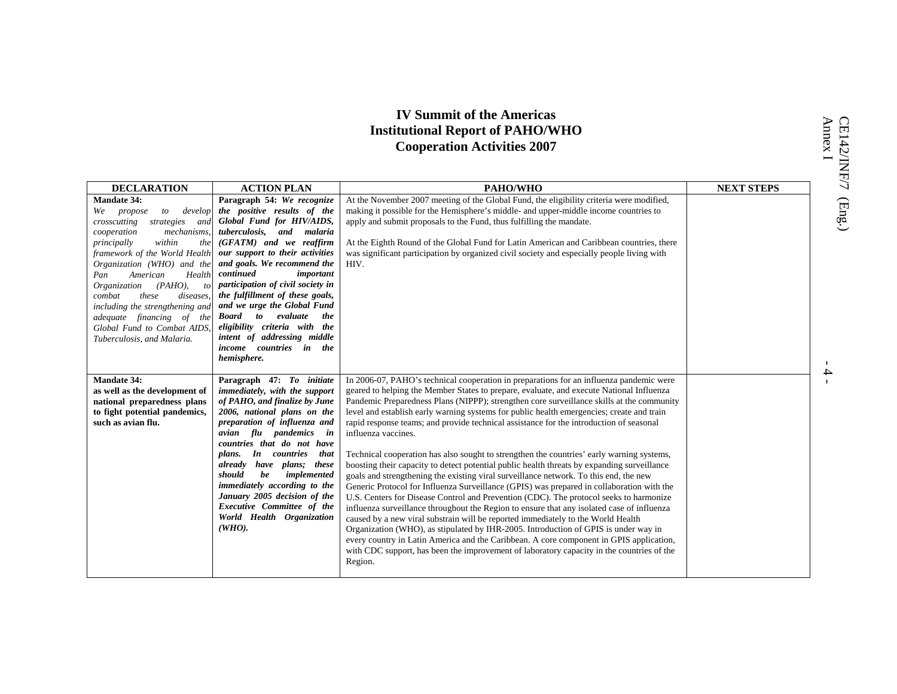# IV Summit of the Americas
# Institutional Report of PAHO/WHO
# Cooperation Activities 2007

| DECLARATION | ACTION PLAN | PAHO/WHO | NEXT STEPS |
|---|---|---|---|
| **Mandate 34:** *We propose to develop crosscutting strategies and cooperation mechanisms, principally within the framework of the World Health Organization (WHO) and the Pan American Health Organization (PAHO), to combat these diseases, including the strengthening and adequate financing of the Global Fund to Combat AIDS, Tuberculosis, and Malaria.* | **Paragraph 54:** ***We recognize the positive results of the Global Fund for HIV/AIDS, tuberculosis, and malaria (GFATM) and we reaffirm our support to their activities and goals. We recommend the continued important participation of civil society in the fulfillment of these goals, and we urge the Global Fund Board to evaluate the eligibility criteria with the intent of addressing middle income countries in the hemisphere.*** | At the November 2007 meeting of the Global Fund, the eligibility criteria were modified, making it possible for the Hemisphere's middle- and upper-middle income countries to apply and submit proposals to the Fund, thus fulfilling the mandate.<br><br>At the Eighth Round of the Global Fund for Latin American and Caribbean countries, there was significant participation by organized civil society and especially people living with HIV. | |
| **Mandate 34:** **as well as the development of national preparedness plans to fight potential pandemics, such as avian flu.** | **Paragraph 47:** ***To initiate immediately, with the support of PAHO, and finalize by June 2006, national plans on the preparation of influenza and avian flu pandemics in countries that do not have plans. In countries that already have plans; these should be implemented immediately according to the January 2005 decision of the Executive Committee of the World Health Organization (WHO).*** | In 2006-07, PAHO's technical cooperation in preparations for an influenza pandemic were geared to helping the Member States to prepare, evaluate, and execute National Influenza Pandemic Preparedness Plans (NIPPP); strengthen core surveillance skills at the community level and establish early warning systems for public health emergencies; create and train rapid response teams; and provide technical assistance for the introduction of seasonal influenza vaccines.<br><br>Technical cooperation has also sought to strengthen the countries' early warning systems, boosting their capacity to detect potential public health threats by expanding surveillance goals and strengthening the existing viral surveillance network. To this end, the new Generic Protocol for Influenza Surveillance (GPIS) was prepared in collaboration with the U.S. Centers for Disease Control and Prevention (CDC). The protocol seeks to harmonize influenza surveillance throughout the Region to ensure that any isolated case of influenza caused by a new viral substrain will be reported immediately to the World Health Organization (WHO), as stipulated by IHR-2005. Introduction of GPIS is under way in every country in Latin America and the Caribbean. A core component in GPIS application, with CDC support, has been the improvement of laboratory capacity in the countries of the Region. | |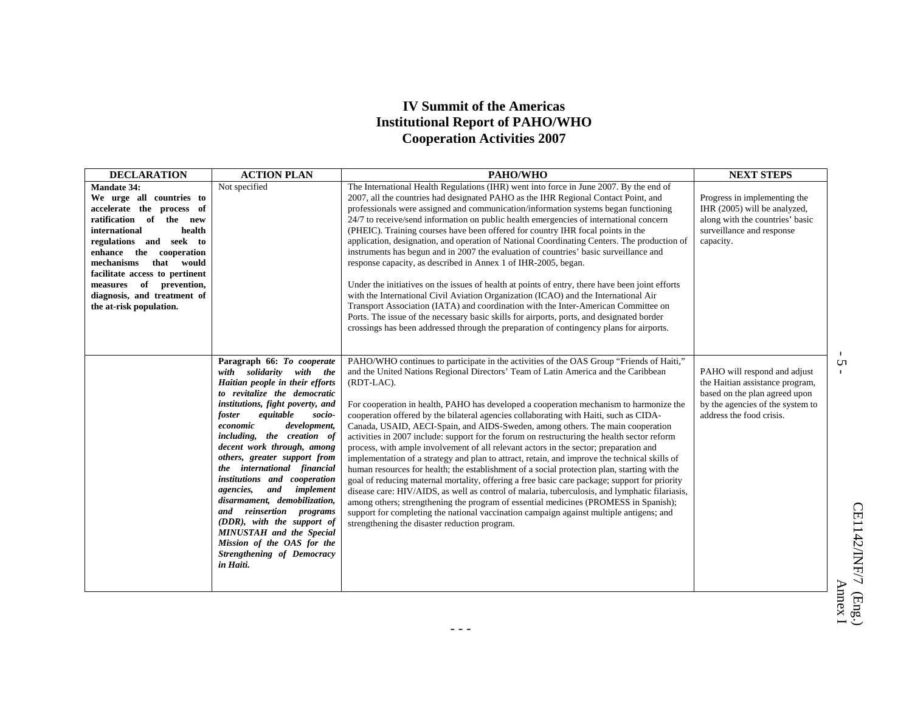# IV Summit of the Americas
# Institutional Report of PAHO/WHO
# Cooperation Activities 2007

| DECLARATION | ACTION PLAN | PAHO/WHO | NEXT STEPS |
|---|---|---|---|
| **Mandate 34:** **We urge all countries to accelerate the process of ratification of the new international health regulations and seek to enhance the cooperation mechanisms that would facilitate access to pertinent measures of prevention, diagnosis, and treatment of the at-risk population.** | Not specified | The International Health Regulations (IHR) went into force in June 2007. By the end of 2007, all the countries had designated PAHO as the IHR Regional Contact Point, and professionals were assigned and communication/information systems began functioning 24/7 to receive/send information on public health emergencies of international concern (PHEIC). Training courses have been offered for country IHR focal points in the application, designation, and operation of National Coordinating Centers. The production of instruments has begun and in 2007 the evaluation of countries' basic surveillance and response capacity, as described in Annex 1 of IHR-2005, began.<br><br>Under the initiatives on the issues of health at points of entry, there have been joint efforts with the International Civil Aviation Organization (ICAO) and the International Air Transport Association (IATA) and coordination with the Inter-American Committee on Ports. The issue of the necessary basic skills for airports, ports, and designated border crossings has been addressed through the preparation of contingency plans for airports. | Progress in implementing the IHR (2005) will be analyzed, along with the countries' basic surveillance and response capacity. |
| | **Paragraph 66:** ***To cooperate with solidarity with the Haitian people in their efforts to revitalize the democratic institutions, fight poverty, and foster equitable socio-economic development, including, the creation of decent work through, among others, greater support from the international financial institutions and cooperation agencies, and implement disarmament, demobilization, and reinsertion programs (DDR), with the support of MINUSTAH and the Special Mission of the OAS for the Strengthening of Democracy in Haiti.*** | PAHO/WHO continues to participate in the activities of the OAS Group "Friends of Haiti," and the United Nations Regional Directors' Team of Latin America and the Caribbean (RDT-LAC).<br><br>For cooperation in health, PAHO has developed a cooperation mechanism to harmonize the cooperation offered by the bilateral agencies collaborating with Haiti, such as CIDA-Canada, USAID, AECI-Spain, and AIDS-Sweden, among others. The main cooperation activities in 2007 include: support for the forum on restructuring the health sector reform process, with ample involvement of all relevant actors in the sector; preparation and implementation of a strategy and plan to attract, retain, and improve the technical skills of human resources for health; the establishment of a social protection plan, starting with the goal of reducing maternal mortality, offering a free basic care package; support for priority disease care: HIV/AIDS, as well as control of malaria, tuberculosis, and lymphatic filariasis, among others; strengthening the program of essential medicines (PROMESS in Spanish); support for completing the national vaccination campaign against multiple antigens; and strengthening the disaster reduction program. | PAHO will respond and adjust the Haitian assistance program, based on the plan agreed upon by the agencies of the system to address the food crisis. |

- - -